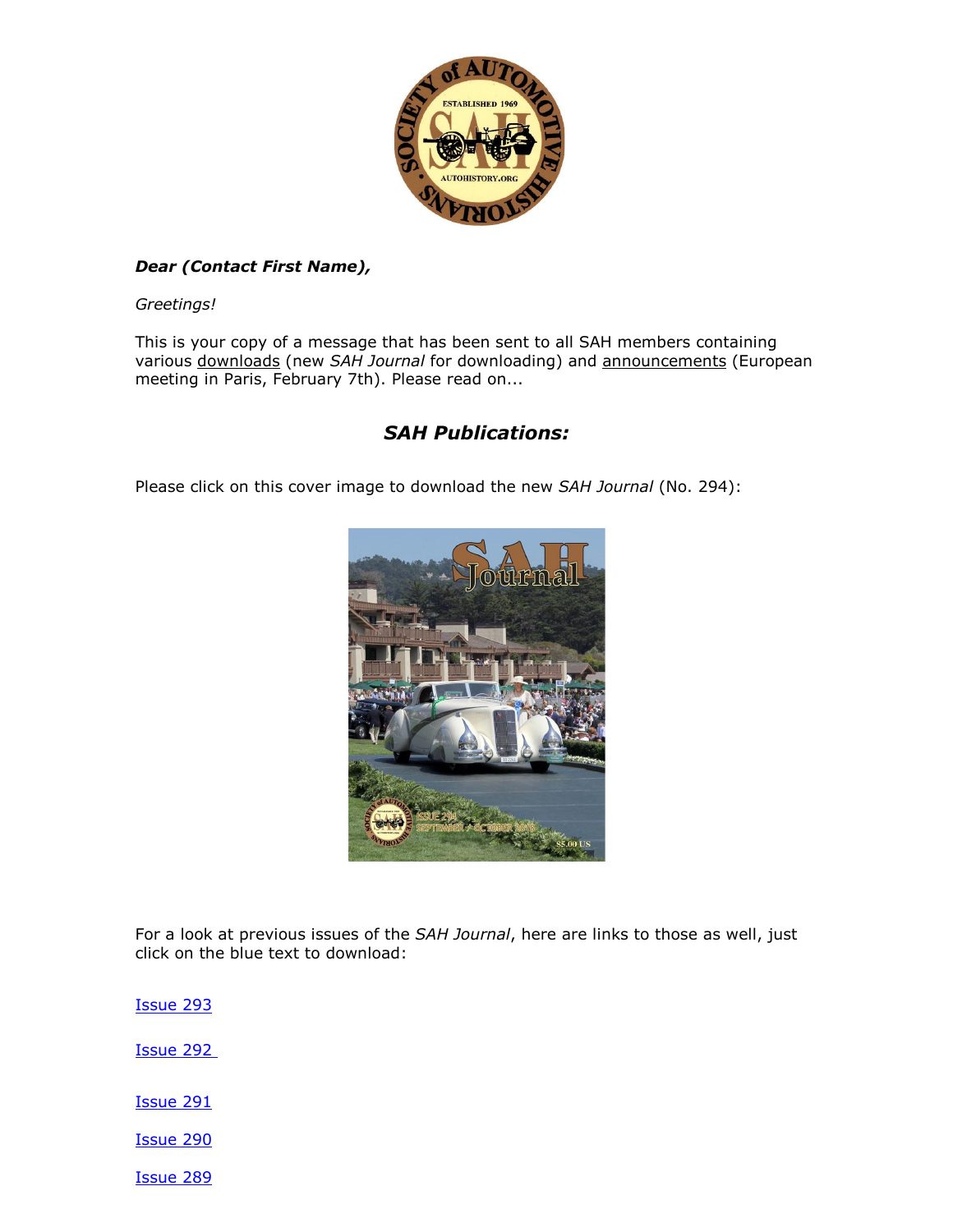***Dear (Contact First Name),***

*Greetings!*

This is your copy of a message that has been sent to all SAH members containing various downloads (new *SAH Journal* for downloading) and announcements (European meeting in Paris, February 7th). Please read on...

## ***SAH Publications:***

Please click on this cover image to download the new *SAH Journal* (No. 294):

For a look at previous issues of the *SAH Journal*, here are links to those as well, just click on the blue text to download:

Issue 293

Issue 292

Issue 291

Issue 290

Issue 289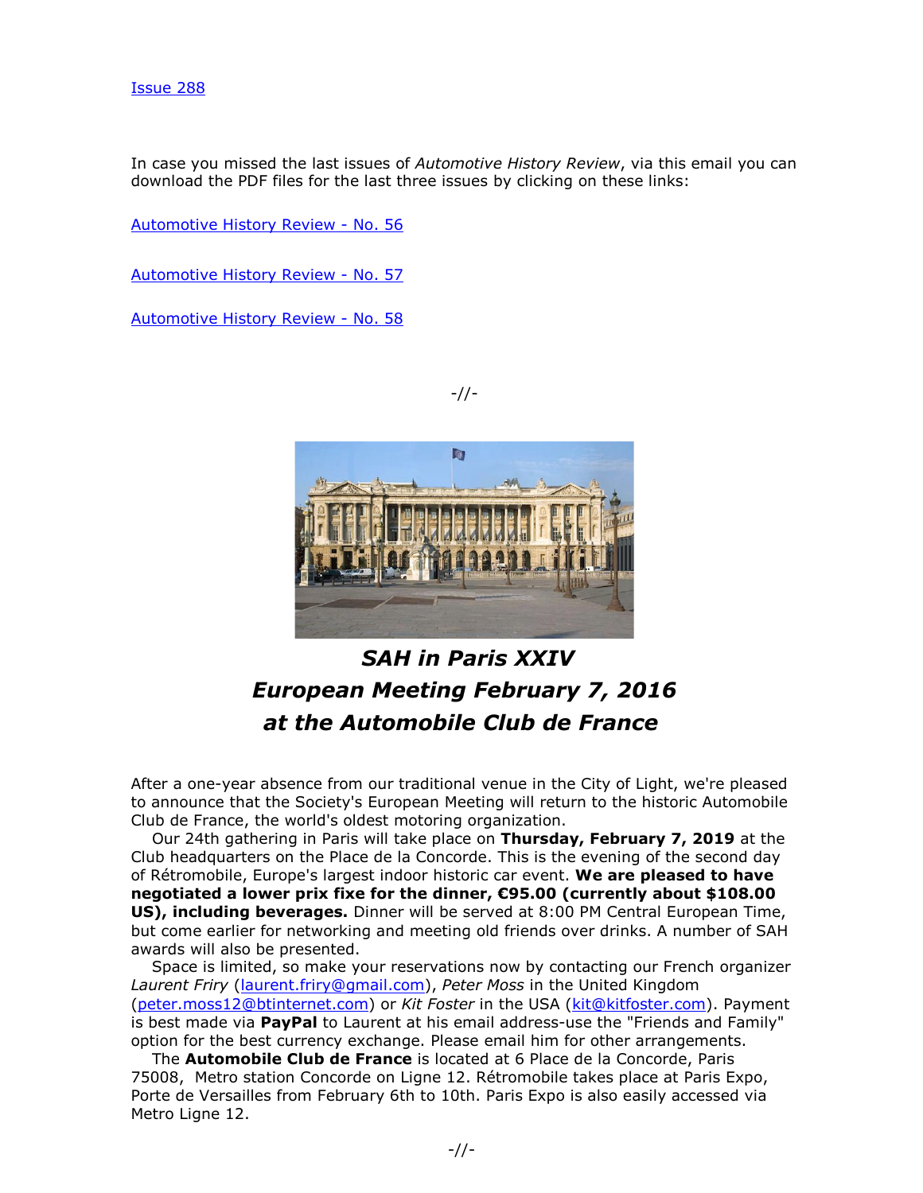Issue 288

In case you missed the last issues of *Automotive History Review*, via this email you can download the PDF files for the last three issues by clicking on these links:

Automotive History Review - No. 56

Automotive History Review - No. 57

Automotive History Review - No. 58

-//-

## *SAH in Paris XXIV*
## *European Meeting February 7, 2016*
## *at the Automobile Club de France*

After a one-year absence from our traditional venue in the City of Light, we're pleased to announce that the Society's European Meeting will return to the historic Automobile Club de France, the world's oldest motoring organization.

Our 24th gathering in Paris will take place on **Thursday, February 7, 2019** at the Club headquarters on the Place de la Concorde. This is the evening of the second day of Rétromobile, Europe's largest indoor historic car event. **We are pleased to have negotiated a lower prix fixe for the dinner, €95.00 (currently about $108.00 US), including beverages.** Dinner will be served at 8:00 PM Central European Time, but come earlier for networking and meeting old friends over drinks. A number of SAH awards will also be presented.

Space is limited, so make your reservations now by contacting our French organizer *Laurent Friry* (laurent.friry@gmail.com), *Peter Moss* in the United Kingdom (peter.moss12@btinternet.com) or *Kit Foster* in the USA (kit@kitfoster.com). Payment is best made via **PayPal** to Laurent at his email address-use the "Friends and Family" option for the best currency exchange. Please email him for other arrangements.

The **Automobile Club de France** is located at 6 Place de la Concorde, Paris 75008, Metro station Concorde on Ligne 12. Rétromobile takes place at Paris Expo, Porte de Versailles from February 6th to 10th. Paris Expo is also easily accessed via Metro Ligne 12.

-//-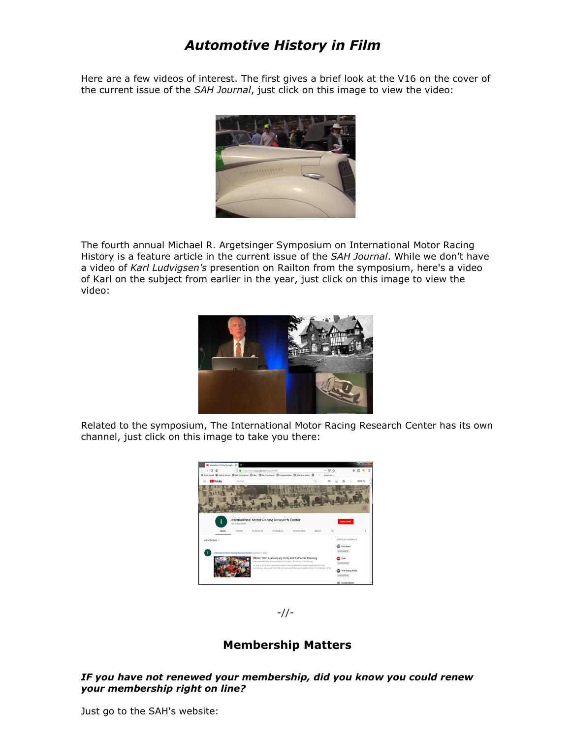# *Automotive History in Film*

Here are a few videos of interest. The first gives a brief look at the V16 on the cover of the current issue of the *SAH Journal*, just click on this image to view the video:

The fourth annual Michael R. Argetsinger Symposium on International Motor Racing History is a feature article in the current issue of the *SAH Journal*. While we don't have a video of *Karl Ludvigsen's* presention on Railton from the symposium, here's a video of Karl on the subject from earlier in the year, just click on this image to view the video:

Related to the symposium, The International Motor Racing Research Center has its own channel, just click on this image to take you there:

-//-

## Membership Matters

***IF you have not renewed your membership, did you know you could renew your membership right on line?***

Just go to the SAH's website: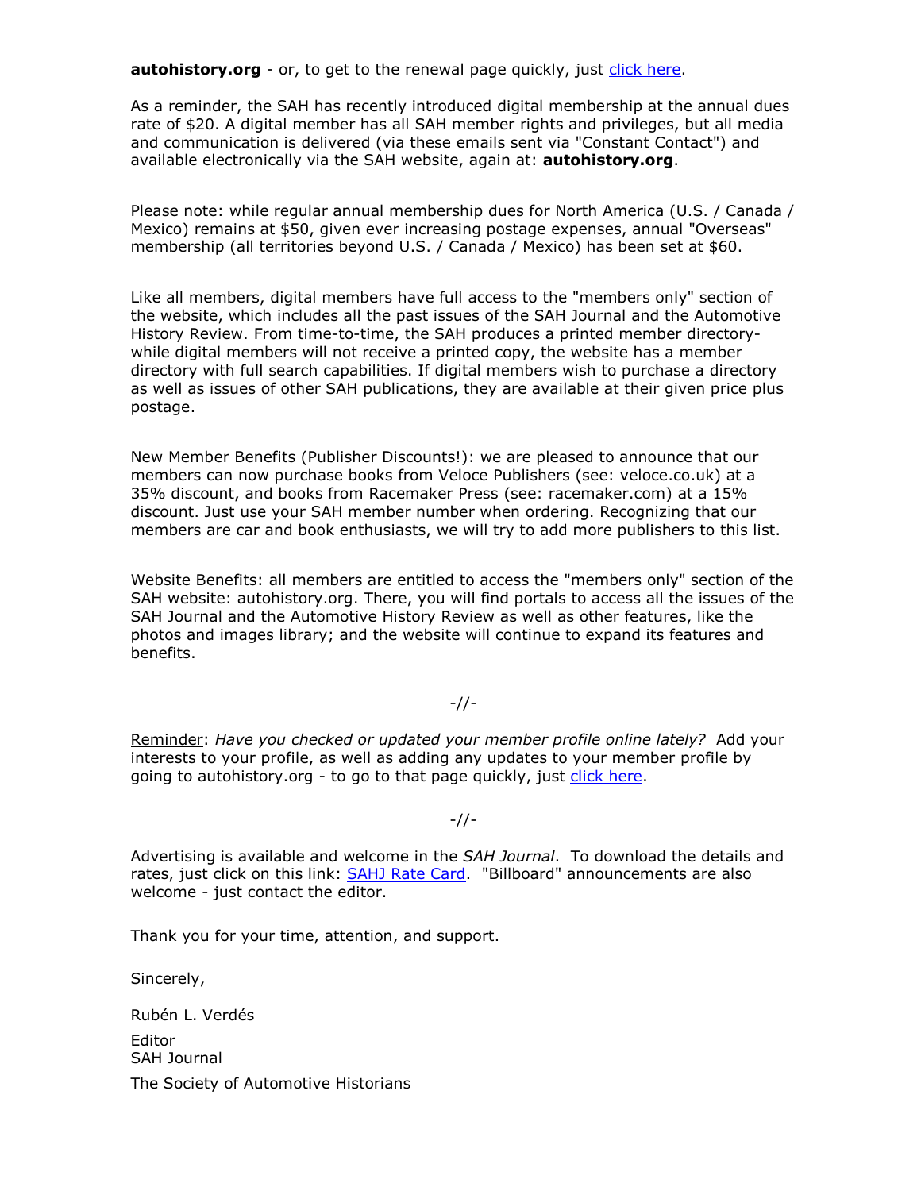**autohistory.org** - or, to get to the renewal page quickly, just click here.

As a reminder, the SAH has recently introduced digital membership at the annual dues rate of $20. A digital member has all SAH member rights and privileges, but all media and communication is delivered (via these emails sent via "Constant Contact") and available electronically via the SAH website, again at: **autohistory.org**.

Please note: while regular annual membership dues for North America (U.S. / Canada / Mexico) remains at $50, given ever increasing postage expenses, annual "Overseas" membership (all territories beyond U.S. / Canada / Mexico) has been set at $60.

Like all members, digital members have full access to the "members only" section of the website, which includes all the past issues of the SAH Journal and the Automotive History Review. From time-to-time, the SAH produces a printed member directory- while digital members will not receive a printed copy, the website has a member directory with full search capabilities. If digital members wish to purchase a directory as well as issues of other SAH publications, they are available at their given price plus postage.

New Member Benefits (Publisher Discounts!): we are pleased to announce that our members can now purchase books from Veloce Publishers (see: veloce.co.uk) at a 35% discount, and books from Racemaker Press (see: racemaker.com) at a 15% discount. Just use your SAH member number when ordering. Recognizing that our members are car and book enthusiasts, we will try to add more publishers to this list.

Website Benefits: all members are entitled to access the "members only" section of the SAH website: autohistory.org. There, you will find portals to access all the issues of the SAH Journal and the Automotive History Review as well as other features, like the photos and images library; and the website will continue to expand its features and benefits.

-//-

Reminder: *Have you checked or updated your member profile online lately?* Add your interests to your profile, as well as adding any updates to your member profile by going to autohistory.org - to go to that page quickly, just click here.

-//-

Advertising is available and welcome in the *SAH Journal*. To download the details and rates, just click on this link: SAHJ Rate Card. "Billboard" announcements are also welcome - just contact the editor.

Thank you for your time, attention, and support.

Sincerely,

Rubén L. Verdés

Editor
SAH Journal

The Society of Automotive Historians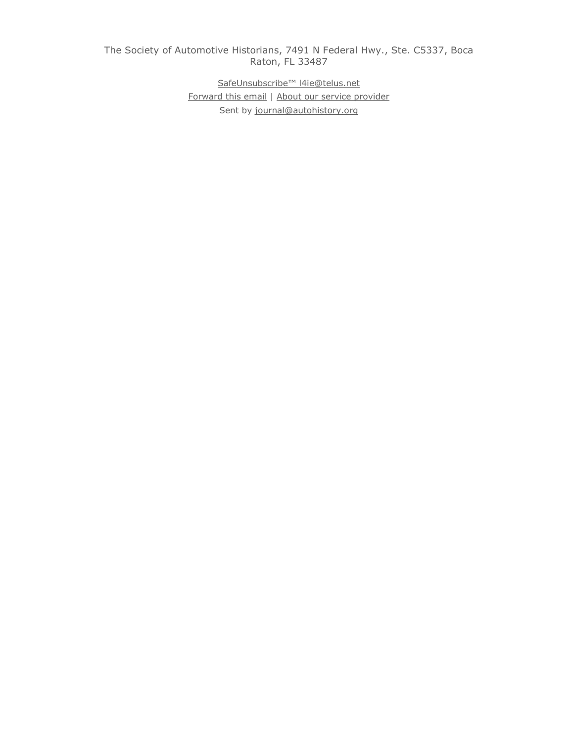The Society of Automotive Historians, 7491 N Federal Hwy., Ste. C5337, Boca Raton, FL 33487

SafeUnsubscribe™ l4ie@telus.net

Forward this email | About our service provider

Sent by journal@autohistory.org